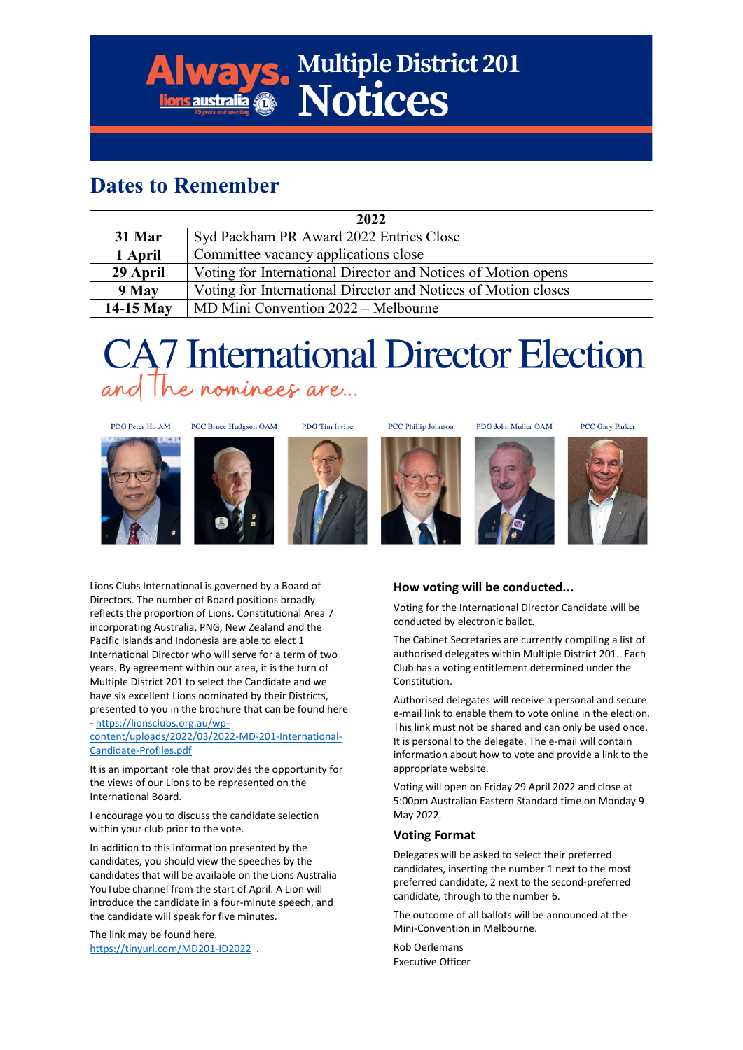# Multiple District 201 Notices

## Dates to Remember

| 2022 | |
|---|---|
| 31 Mar | Syd Packham PR Award 2022 Entries Close |
| 1 April | Committee vacancy applications close |
| 29 April | Voting for International Director and Notices of Motion opens |
| 9 May | Voting for International Director and Notices of Motion closes |
| 14-15 May | MD Mini Convention 2022 – Melbourne |

# CA7 International Director Election

*and the nominees are...*

PDG Peter Ho AM | PCC Bruce Hudgson OAM | PDG Tim Irvine | PCC Phillip Johnson | PDG John Muller OAM | PCC Gary Parker

Lions Clubs International is governed by a Board of Directors. The number of Board positions broadly reflects the proportion of Lions. Constitutional Area 7 incorporating Australia, PNG, New Zealand and the Pacific Islands and Indonesia are able to elect 1 International Director who will serve for a term of two years. By agreement within our area, it is the turn of Multiple District 201 to select the Candidate and we have six excellent Lions nominated by their Districts, presented to you in the brochure that can be found here - https://lionsclubs.org.au/wp-content/uploads/2022/03/2022-MD-201-International-Candidate-Profiles.pdf

It is an important role that provides the opportunity for the views of our Lions to be represented on the International Board.

I encourage you to discuss the candidate selection within your club prior to the vote.

In addition to this information presented by the candidates, you should view the speeches by the candidates that will be available on the Lions Australia YouTube channel from the start of April. A Lion will introduce the candidate in a four-minute speech, and the candidate will speak for five minutes.

The link may be found here. https://tinyurl.com/MD201-ID2022 .

### How voting will be conducted...

Voting for the International Director Candidate will be conducted by electronic ballot.

The Cabinet Secretaries are currently compiling a list of authorised delegates within Multiple District 201. Each Club has a voting entitlement determined under the Constitution.

Authorised delegates will receive a personal and secure e-mail link to enable them to vote online in the election. This link must not be shared and can only be used once. It is personal to the delegate. The e-mail will contain information about how to vote and provide a link to the appropriate website.

Voting will open on Friday 29 April 2022 and close at 5:00pm Australian Eastern Standard time on Monday 9 May 2022.

### Voting Format

Delegates will be asked to select their preferred candidates, inserting the number 1 next to the most preferred candidate, 2 next to the second-preferred candidate, through to the number 6.

The outcome of all ballots will be announced at the Mini-Convention in Melbourne.

Rob Oerlemans
Executive Officer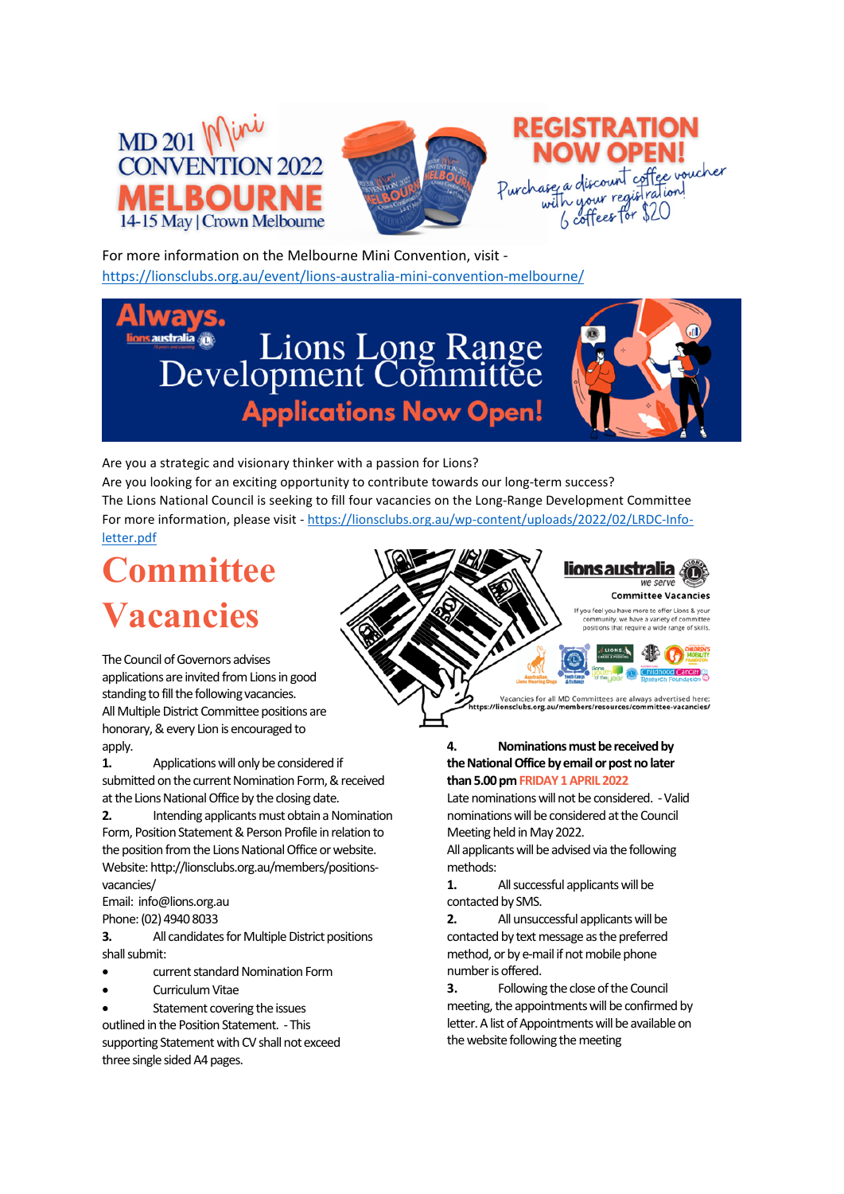For more information on the Melbourne Mini Convention, visit - https://lionsclubs.org.au/event/lions-australia-mini-convention-melbourne/

Are you a strategic and visionary thinker with a passion for Lions?
Are you looking for an exciting opportunity to contribute towards our long-term success?
The Lions National Council is seeking to fill four vacancies on the Long-Range Development Committee
For more information, please visit - https://lionsclubs.org.au/wp-content/uploads/2022/02/LRDC-Info-letter.pdf

# Committee Vacancies

The Council of Governors advises applications are invited from Lions in good standing to fill the following vacancies.
All Multiple District Committee positions are honorary, & every Lion is encouraged to apply.

**1.** Applications will only be considered if submitted on the current Nomination Form, & received at the Lions National Office by the closing date.

**2.** Intending applicants must obtain a Nomination Form, Position Statement & Person Profile in relation to the position from the Lions National Office or website.
Website: http://lionsclubs.org.au/members/positions-vacancies/
Email: info@lions.org.au
Phone: (02) 4940 8033

**3.** All candidates for Multiple District positions shall submit:

- current standard Nomination Form
- Curriculum Vitae
- Statement covering the issues outlined in the Position Statement. - This supporting Statement with CV shall not exceed three single sided A4 pages.

**4. Nominations must be received by the National Office by email or post no later than 5.00 pm FRIDAY 1 APRIL 2022**

Late nominations will not be considered. - Valid nominations will be considered at the Council Meeting held in May 2022.
All applicants will be advised via the following methods:

**1.** All successful applicants will be contacted by SMS.

**2.** All unsuccessful applicants will be contacted by text message as the preferred method, or by e-mail if not mobile phone number is offered.

**3.** Following the close of the Council meeting, the appointments will be confirmed by letter. A list of Appointments will be available on the website following the meeting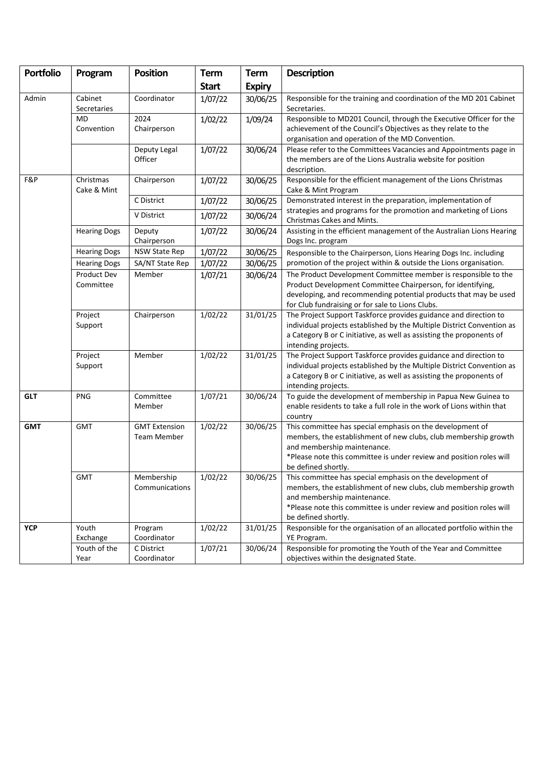| Portfolio | Program | Position | Term Start | Term Expiry | Description |
|---|---|---|---|---|---|
| Admin | Cabinet Secretaries | Coordinator | 1/07/22 | 30/06/25 | Responsible for the training and coordination of the MD 201 Cabinet Secretaries. |
| | MD Convention | 2024 Chairperson | 1/02/22 | 1/09/24 | Responsible to MD201 Council, through the Executive Officer for the achievement of the Council's Objectives as they relate to the organisation and operation of the MD Convention. |
| | | Deputy Legal Officer | 1/07/22 | 30/06/24 | Please refer to the Committees Vacancies and Appointments page in the members are of the Lions Australia website for position description. |
| F&P | Christmas Cake & Mint | Chairperson | 1/07/22 | 30/06/25 | Responsible for the efficient management of the Lions Christmas Cake & Mint Program |
| | | C District | 1/07/22 | 30/06/25 | Demonstrated interest in the preparation, implementation of strategies and programs for the promotion and marketing of Lions Christmas Cakes and Mints. |
| | | V District | 1/07/22 | 30/06/24 | |
| | Hearing Dogs | Deputy Chairperson | 1/07/22 | 30/06/24 | Assisting in the efficient management of the Australian Lions Hearing Dogs Inc. program |
| | Hearing Dogs | NSW State Rep | 1/07/22 | 30/06/25 | Responsible to the Chairperson, Lions Hearing Dogs Inc. including promotion of the project within & outside the Lions organisation. |
| | Hearing Dogs | SA/NT State Rep | 1/07/22 | 30/06/25 | |
| | Product Dev Committee | Member | 1/07/21 | 30/06/24 | The Product Development Committee member is responsible to the Product Development Committee Chairperson, for identifying, developing, and recommending potential products that may be used for Club fundraising or for sale to Lions Clubs. |
| | Project Support | Chairperson | 1/02/22 | 31/01/25 | The Project Support Taskforce provides guidance and direction to individual projects established by the Multiple District Convention as a Category B or C initiative, as well as assisting the proponents of intending projects. |
| | Project Support | Member | 1/02/22 | 31/01/25 | The Project Support Taskforce provides guidance and direction to individual projects established by the Multiple District Convention as a Category B or C initiative, as well as assisting the proponents of intending projects. |
| **GLT** | PNG | Committee Member | 1/07/21 | 30/06/24 | To guide the development of membership in Papua New Guinea to enable residents to take a full role in the work of Lions within that country |
| **GMT** | GMT | GMT Extension Team Member | 1/02/22 | 30/06/25 | This committee has special emphasis on the development of members, the establishment of new clubs, club membership growth and membership maintenance. *Please note this committee is under review and position roles will be defined shortly. |
| | GMT | Membership Communications | 1/02/22 | 30/06/25 | This committee has special emphasis on the development of members, the establishment of new clubs, club membership growth and membership maintenance. *Please note this committee is under review and position roles will be defined shortly. |
| **YCP** | Youth Exchange | Program Coordinator | 1/02/22 | 31/01/25 | Responsible for the organisation of an allocated portfolio within the YE Program. |
| | Youth of the Year | C District Coordinator | 1/07/21 | 30/06/24 | Responsible for promoting the Youth of the Year and Committee objectives within the designated State. |